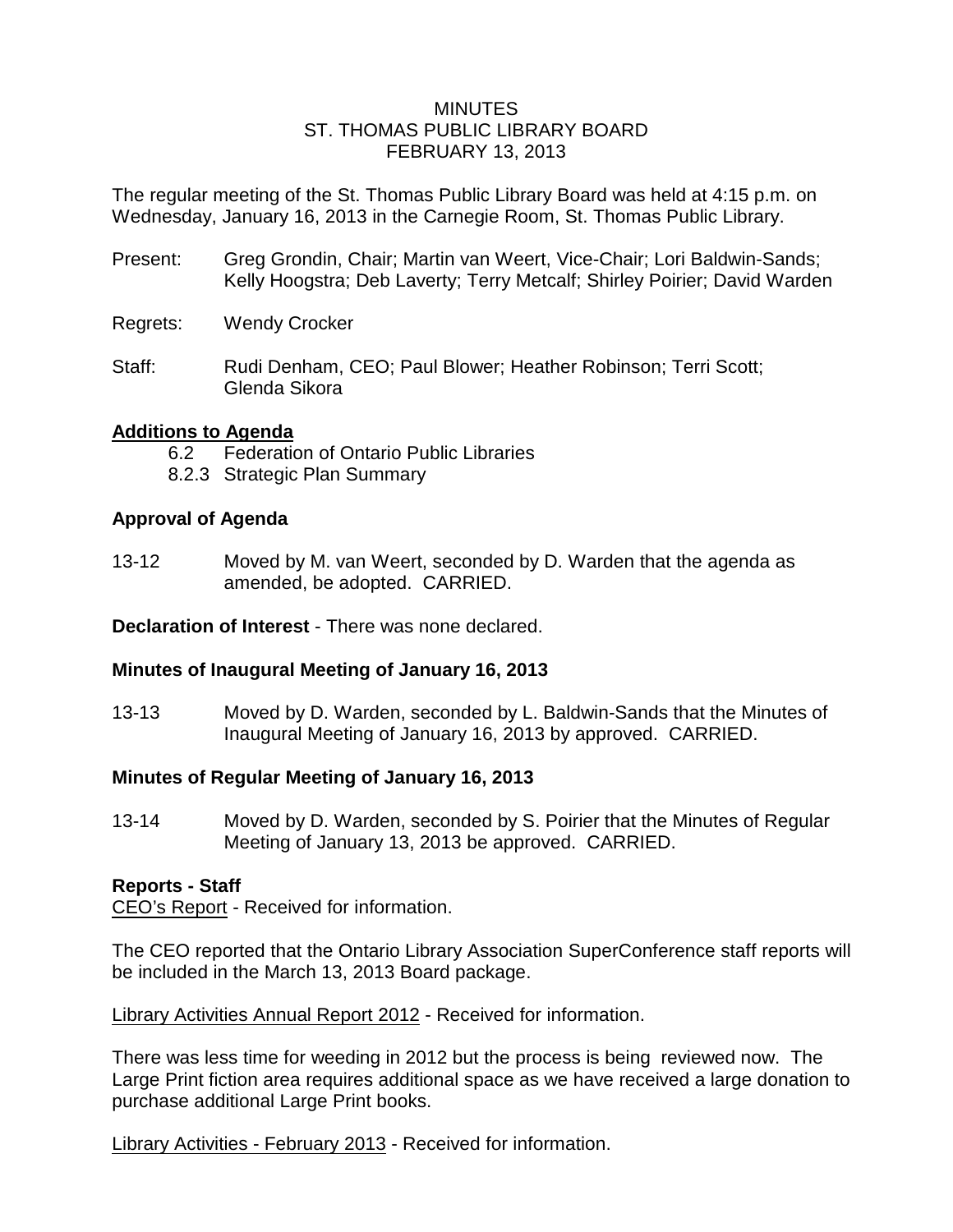# MINUTES
# ST. THOMAS PUBLIC LIBRARY BOARD
# FEBRUARY 13, 2013

The regular meeting of the St. Thomas Public Library Board was held at 4:15 p.m. on Wednesday, January 16, 2013 in the Carnegie Room, St. Thomas Public Library.

Present: Greg Grondin, Chair; Martin van Weert, Vice-Chair; Lori Baldwin-Sands; Kelly Hoogstra; Deb Laverty; Terry Metcalf; Shirley Poirier; David Warden

Regrets: Wendy Crocker

Staff: Rudi Denham, CEO; Paul Blower; Heather Robinson; Terri Scott; Glenda Sikora

## Additions to Agenda

- 6.2 Federation of Ontario Public Libraries
- 8.2.3 Strategic Plan Summary

## Approval of Agenda

13-12 Moved by M. van Weert, seconded by D. Warden that the agenda as amended, be adopted. CARRIED.

**Declaration of Interest** - There was none declared.

## Minutes of Inaugural Meeting of January 16, 2013

13-13 Moved by D. Warden, seconded by L. Baldwin-Sands that the Minutes of Inaugural Meeting of January 16, 2013 by approved. CARRIED.

## Minutes of Regular Meeting of January 16, 2013

13-14 Moved by D. Warden, seconded by S. Poirier that the Minutes of Regular Meeting of January 13, 2013 be approved. CARRIED.

## Reports - Staff

CEO's Report - Received for information.

The CEO reported that the Ontario Library Association SuperConference staff reports will be included in the March 13, 2013 Board package.

Library Activities Annual Report 2012 - Received for information.

There was less time for weeding in 2012 but the process is being reviewed now. The Large Print fiction area requires additional space as we have received a large donation to purchase additional Large Print books.

Library Activities - February 2013 - Received for information.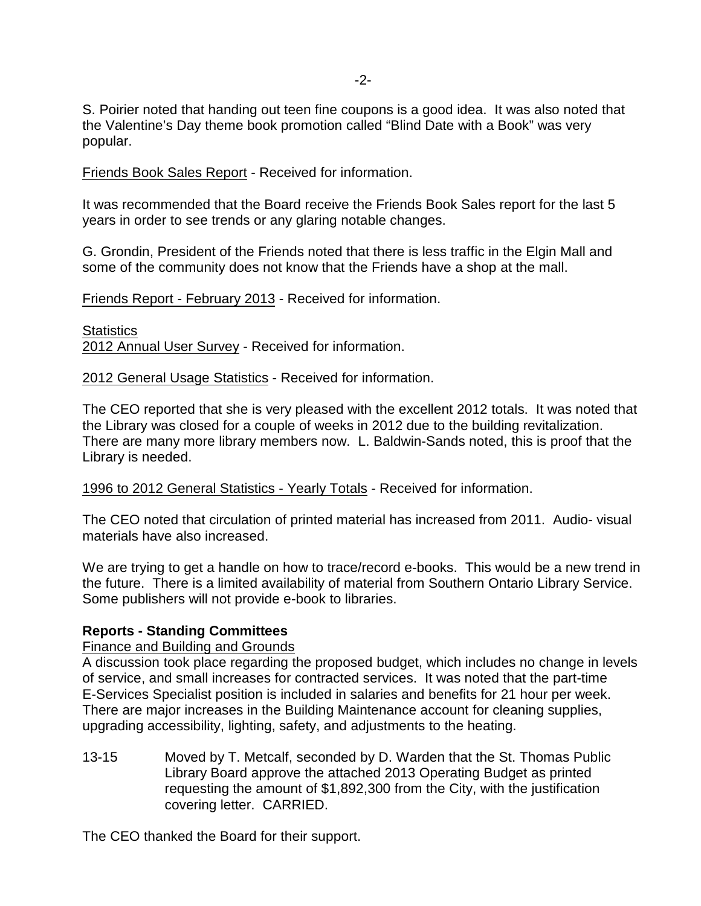S. Poirier noted that handing out teen fine coupons is a good idea. It was also noted that the Valentine's Day theme book promotion called "Blind Date with a Book" was very popular.

Friends Book Sales Report - Received for information.

It was recommended that the Board receive the Friends Book Sales report for the last 5 years in order to see trends or any glaring notable changes.

G. Grondin, President of the Friends noted that there is less traffic in the Elgin Mall and some of the community does not know that the Friends have a shop at the mall.

Friends Report - February 2013 - Received for information.

Statistics
2012 Annual User Survey - Received for information.

2012 General Usage Statistics - Received for information.

The CEO reported that she is very pleased with the excellent 2012 totals. It was noted that the Library was closed for a couple of weeks in 2012 due to the building revitalization. There are many more library members now. L. Baldwin-Sands noted, this is proof that the Library is needed.

1996 to 2012 General Statistics - Yearly Totals - Received for information.

The CEO noted that circulation of printed material has increased from 2011. Audio- visual materials have also increased.

We are trying to get a handle on how to trace/record e-books. This would be a new trend in the future. There is a limited availability of material from Southern Ontario Library Service. Some publishers will not provide e-book to libraries.

**Reports - Standing Committees**

Finance and Building and Grounds

A discussion took place regarding the proposed budget, which includes no change in levels of service, and small increases for contracted services. It was noted that the part-time E-Services Specialist position is included in salaries and benefits for 21 hour per week. There are major increases in the Building Maintenance account for cleaning supplies, upgrading accessibility, lighting, safety, and adjustments to the heating.

13-15 Moved by T. Metcalf, seconded by D. Warden that the St. Thomas Public Library Board approve the attached 2013 Operating Budget as printed requesting the amount of $1,892,300 from the City, with the justification covering letter. CARRIED.

The CEO thanked the Board for their support.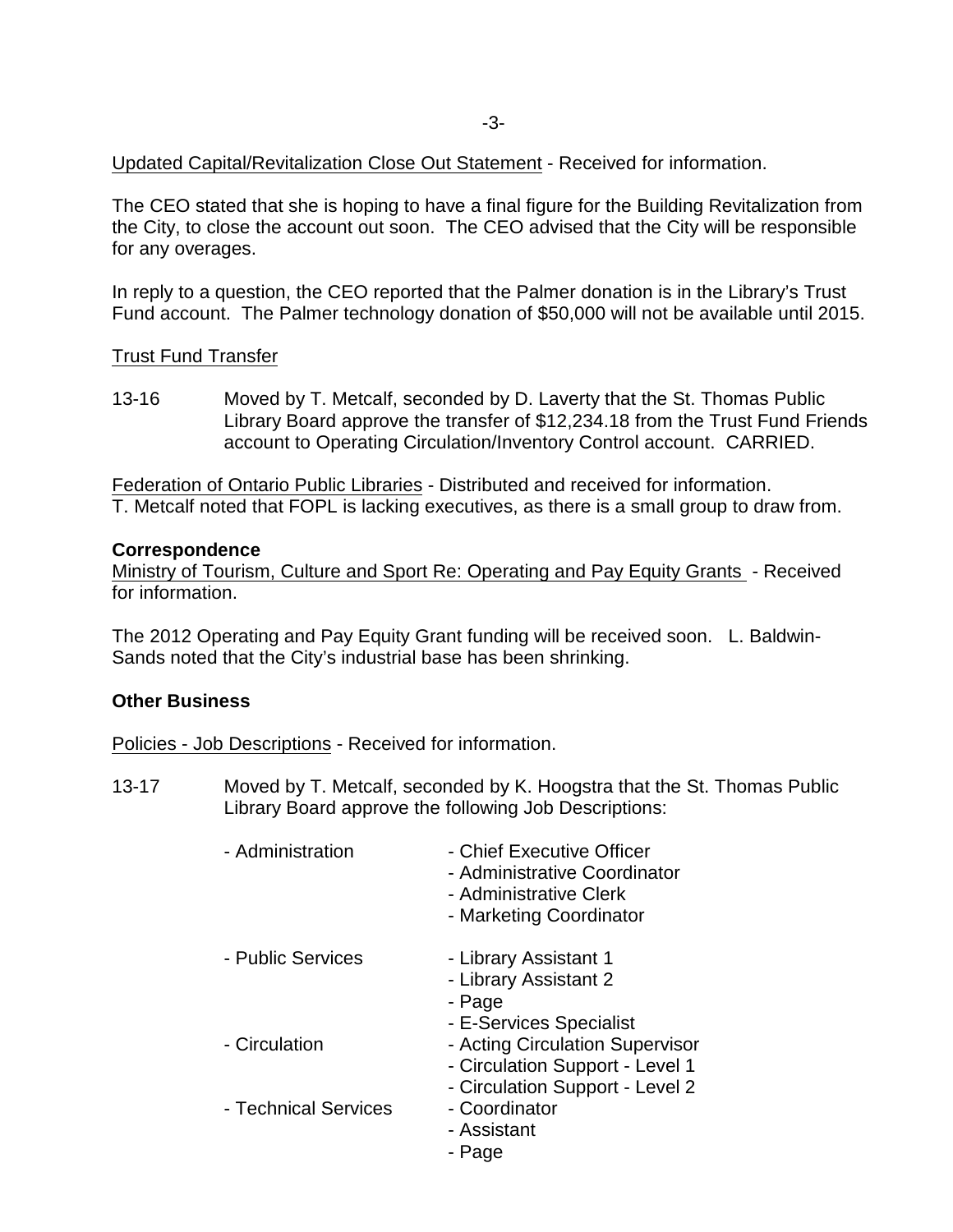Updated Capital/Revitalization Close Out Statement - Received for information.

The CEO stated that she is hoping to have a final figure for the Building Revitalization from the City, to close the account out soon. The CEO advised that the City will be responsible for any overages.

In reply to a question, the CEO reported that the Palmer donation is in the Library's Trust Fund account. The Palmer technology donation of $50,000 will not be available until 2015.

Trust Fund Transfer

13-16 Moved by T. Metcalf, seconded by D. Laverty that the St. Thomas Public Library Board approve the transfer of $12,234.18 from the Trust Fund Friends account to Operating Circulation/Inventory Control account. CARRIED.

Federation of Ontario Public Libraries - Distributed and received for information.
T. Metcalf noted that FOPL is lacking executives, as there is a small group to draw from.

**Correspondence**

Ministry of Tourism, Culture and Sport Re: Operating and Pay Equity Grants - Received for information.

The 2012 Operating and Pay Equity Grant funding will be received soon. L. Baldwin-Sands noted that the City's industrial base has been shrinking.

**Other Business**

Policies - Job Descriptions - Received for information.

13-17 Moved by T. Metcalf, seconded by K. Hoogstra that the St. Thomas Public Library Board approve the following Job Descriptions:

- Administration
  - Chief Executive Officer
  - Administrative Coordinator
  - Administrative Clerk
  - Marketing Coordinator
- Public Services
  - Library Assistant 1
  - Library Assistant 2
  - Page
  - E-Services Specialist
- Circulation
  - Acting Circulation Supervisor
  - Circulation Support - Level 1
  - Circulation Support - Level 2
- Technical Services
  - Coordinator
  - Assistant
  - Page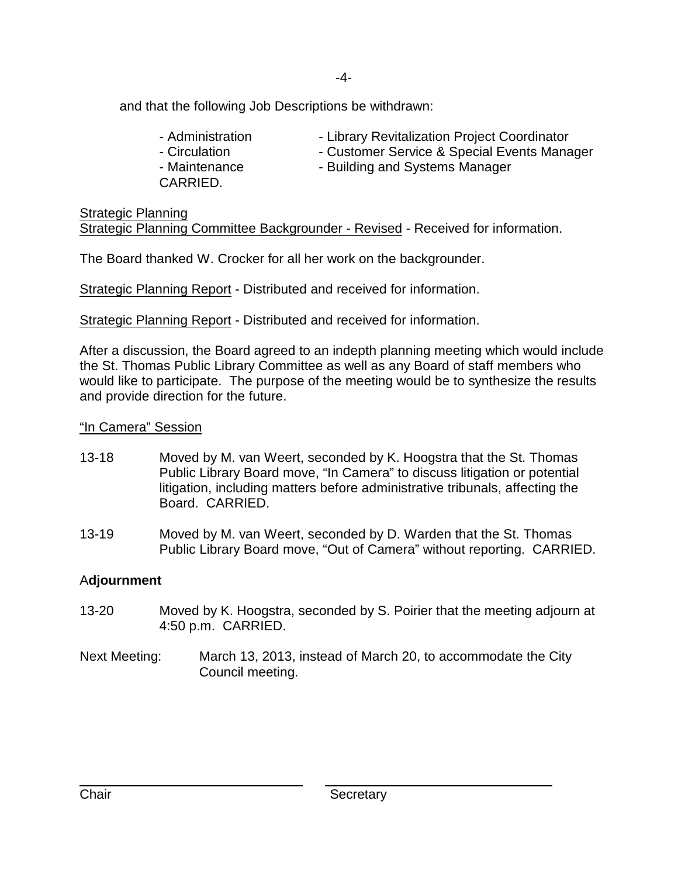and that the following Job Descriptions be withdrawn:

- Administration
- Circulation
- Maintenance

CARRIED.

- Library Revitalization Project Coordinator
- Customer Service & Special Events Manager
- Building and Systems Manager

Strategic Planning

Strategic Planning Committee Backgrounder - Revised - Received for information.

The Board thanked W. Crocker for all her work on the backgrounder.

Strategic Planning Report - Distributed and received for information.

Strategic Planning Report - Distributed and received for information.

After a discussion, the Board agreed to an indepth planning meeting which would include the St. Thomas Public Library Committee as well as any Board of staff members who would like to participate. The purpose of the meeting would be to synthesize the results and provide direction for the future.

"In Camera" Session

13-18 Moved by M. van Weert, seconded by K. Hoogstra that the St. Thomas Public Library Board move, "In Camera" to discuss litigation or potential litigation, including matters before administrative tribunals, affecting the Board. CARRIED.

13-19 Moved by M. van Weert, seconded by D. Warden that the St. Thomas Public Library Board move, "Out of Camera" without reporting. CARRIED.

**Adjournment**

13-20 Moved by K. Hoogstra, seconded by S. Poirier that the meeting adjourn at 4:50 p.m. CARRIED.

Next Meeting: March 13, 2013, instead of March 20, to accommodate the City Council meeting.

Chair

Secretary